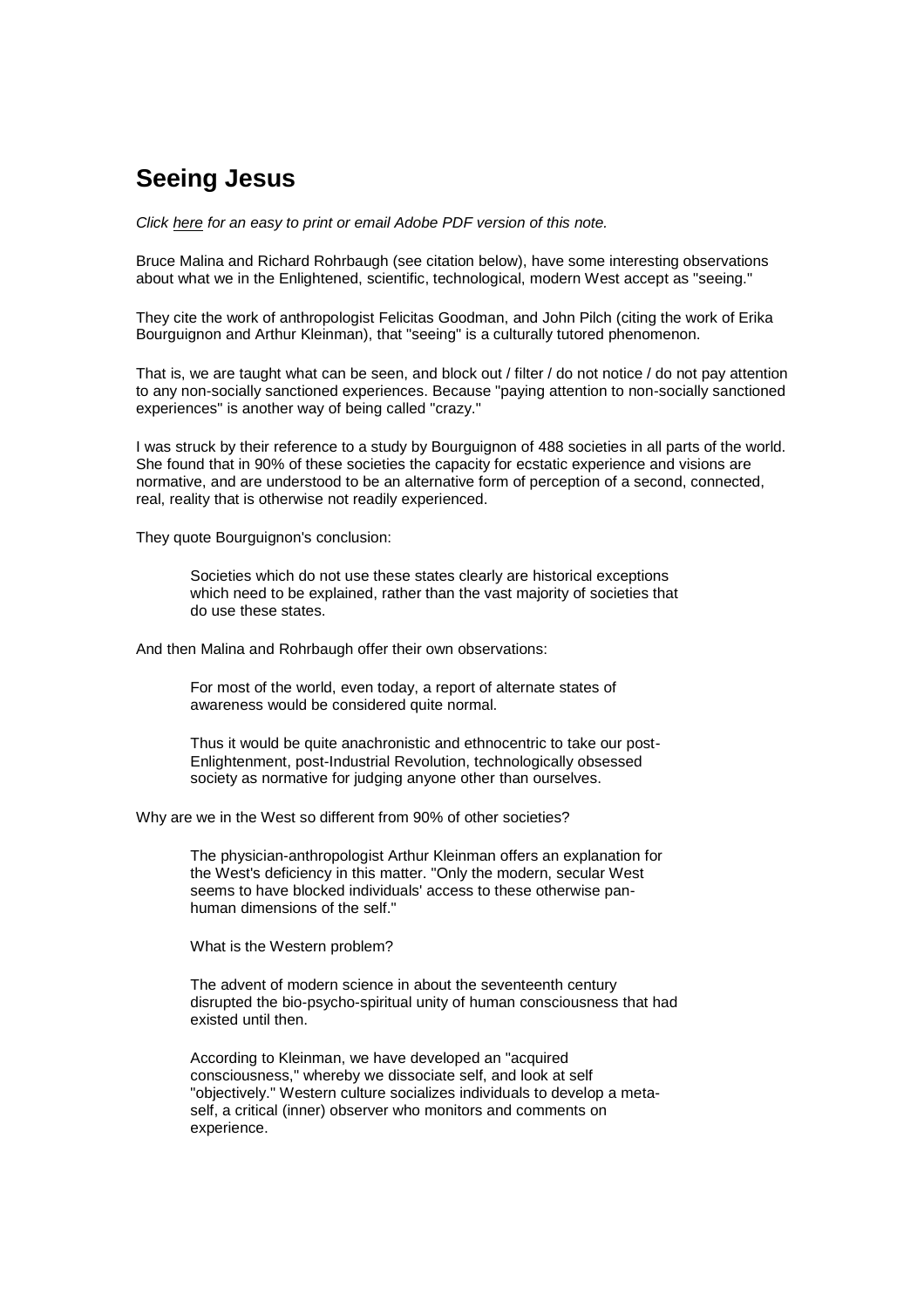# Seeing Jesus

*Click here for an easy to print or email Adobe PDF version of this note.*

Bruce Malina and Richard Rohrbaugh (see citation below), have some interesting observations about what we in the Enlightened, scientific, technological, modern West accept as "seeing."

They cite the work of anthropologist Felicitas Goodman, and John Pilch (citing the work of Erika Bourguignon and Arthur Kleinman), that "seeing" is a culturally tutored phenomenon.

That is, we are taught what can be seen, and block out / filter / do not notice / do not pay attention to any non-socially sanctioned experiences. Because "paying attention to non-socially sanctioned experiences" is another way of being called "crazy."

I was struck by their reference to a study by Bourguignon of 488 societies in all parts of the world. She found that in 90% of these societies the capacity for ecstatic experience and visions are normative, and are understood to be an alternative form of perception of a second, connected, real, reality that is otherwise not readily experienced.

They quote Bourguignon's conclusion:

> Societies which do not use these states clearly are historical exceptions which need to be explained, rather than the vast majority of societies that do use these states.

And then Malina and Rohrbaugh offer their own observations:

> For most of the world, even today, a report of alternate states of awareness would be considered quite normal.
>
> Thus it would be quite anachronistic and ethnocentric to take our post-Enlightenment, post-Industrial Revolution, technologically obsessed society as normative for judging anyone other than ourselves.

Why are we in the West so different from 90% of other societies?

> The physician-anthropologist Arthur Kleinman offers an explanation for the West's deficiency in this matter. "Only the modern, secular West seems to have blocked individuals' access to these otherwise pan-human dimensions of the self."
>
> What is the Western problem?
>
> The advent of modern science in about the seventeenth century disrupted the bio-psycho-spiritual unity of human consciousness that had existed until then.
>
> According to Kleinman, we have developed an "acquired consciousness," whereby we dissociate self, and look at self "objectively." Western culture socializes individuals to develop a meta-self, a critical (inner) observer who monitors and comments on experience.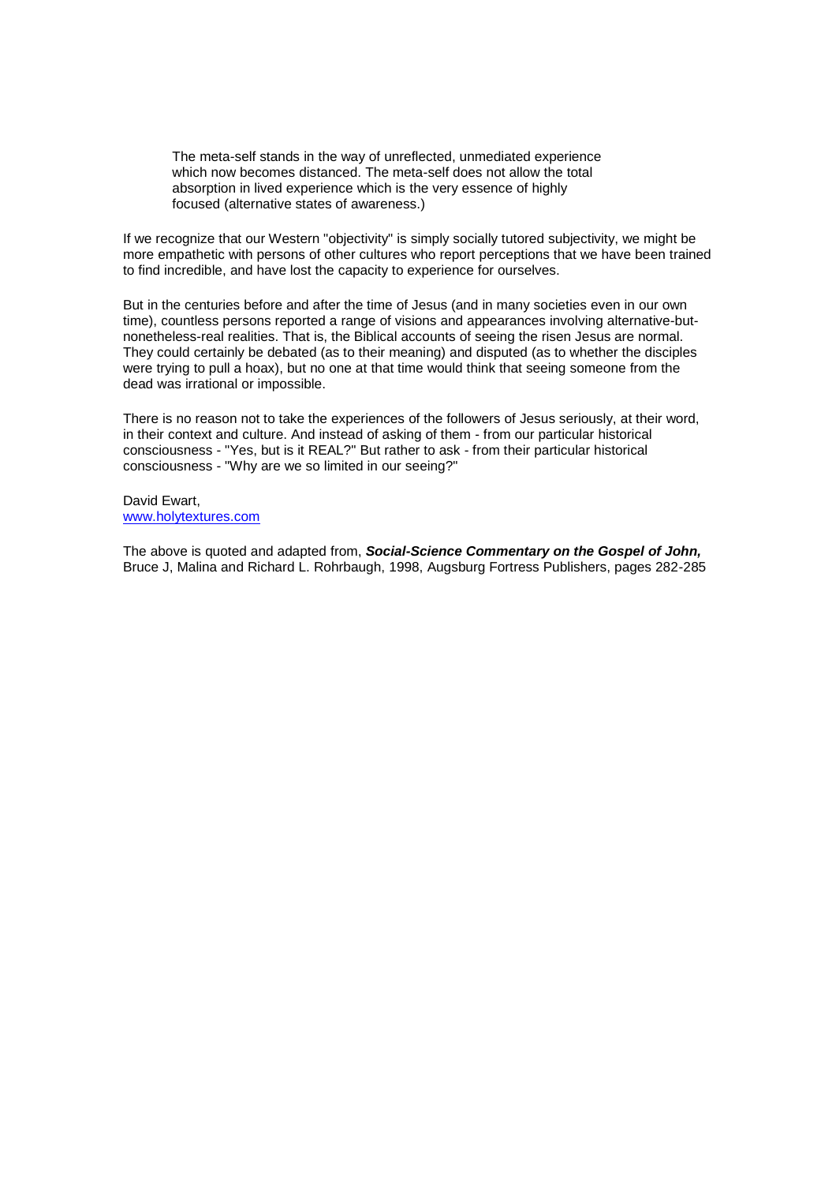> The meta-self stands in the way of unreflected, unmediated experience which now becomes distanced. The meta-self does not allow the total absorption in lived experience which is the very essence of highly focused (alternative states of awareness.)

If we recognize that our Western "objectivity" is simply socially tutored subjectivity, we might be more empathetic with persons of other cultures who report perceptions that we have been trained to find incredible, and have lost the capacity to experience for ourselves.

But in the centuries before and after the time of Jesus (and in many societies even in our own time), countless persons reported a range of visions and appearances involving alternative-but-nonetheless-real realities. That is, the Biblical accounts of seeing the risen Jesus are normal. They could certainly be debated (as to their meaning) and disputed (as to whether the disciples were trying to pull a hoax), but no one at that time would think that seeing someone from the dead was irrational or impossible.

There is no reason not to take the experiences of the followers of Jesus seriously, at their word, in their context and culture. And instead of asking of them - from our particular historical consciousness - "Yes, but is it REAL?" But rather to ask - from their particular historical consciousness - "Why are we so limited in our seeing?"

David Ewart,
[www.holytextures.com](http://www.holytextures.com)

The above is quoted and adapted from, ***Social-Science Commentary on the Gospel of John,*** Bruce J, Malina and Richard L. Rohrbaugh, 1998, Augsburg Fortress Publishers, pages 282-285